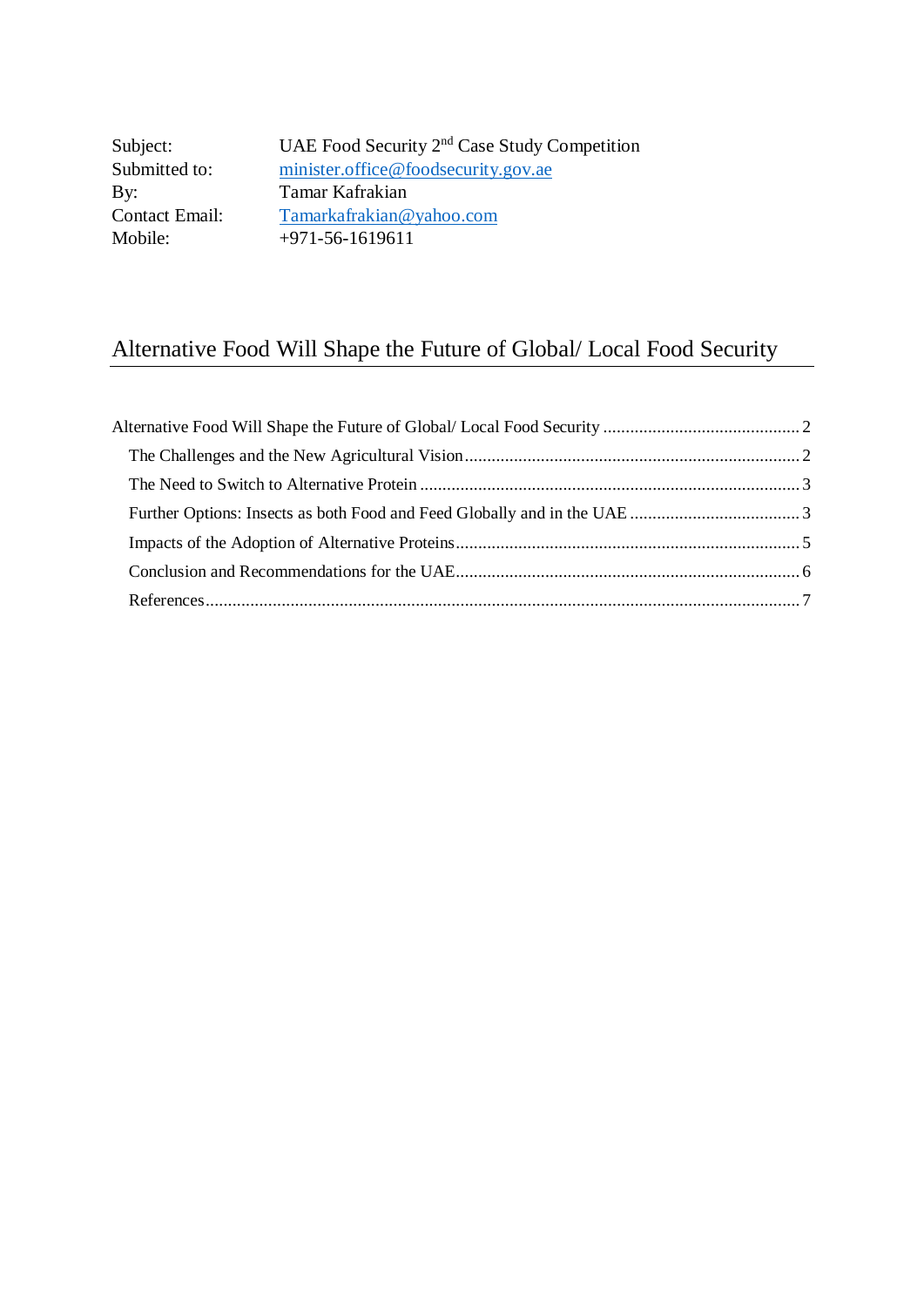| | |
|---|---|
| Subject: | UAE Food Security 2nd Case Study Competition |
| Submitted to: | minister.office@foodsecurity.gov.ae |
| By: | Tamar Kafrakian |
| Contact Email: | Tamarkafrakian@yahoo.com |
| Mobile: | +971-56-1619611 |

# Alternative Food Will Shape the Future of Global/ Local Food Security

Alternative Food Will Shape the Future of Global/ Local Food Security ........................................... 2

- The Challenges and the New Agricultural Vision ........................................................................... 2
- The Need to Switch to Alternative Protein ..................................................................................... 3
- Further Options: Insects as both Food and Feed Globally and in the UAE ...................................... 3
- Impacts of the Adoption of Alternative Proteins ............................................................................ 5
- Conclusion and Recommendations for the UAE ............................................................................ 6
- References ..................................................................................................................................... 7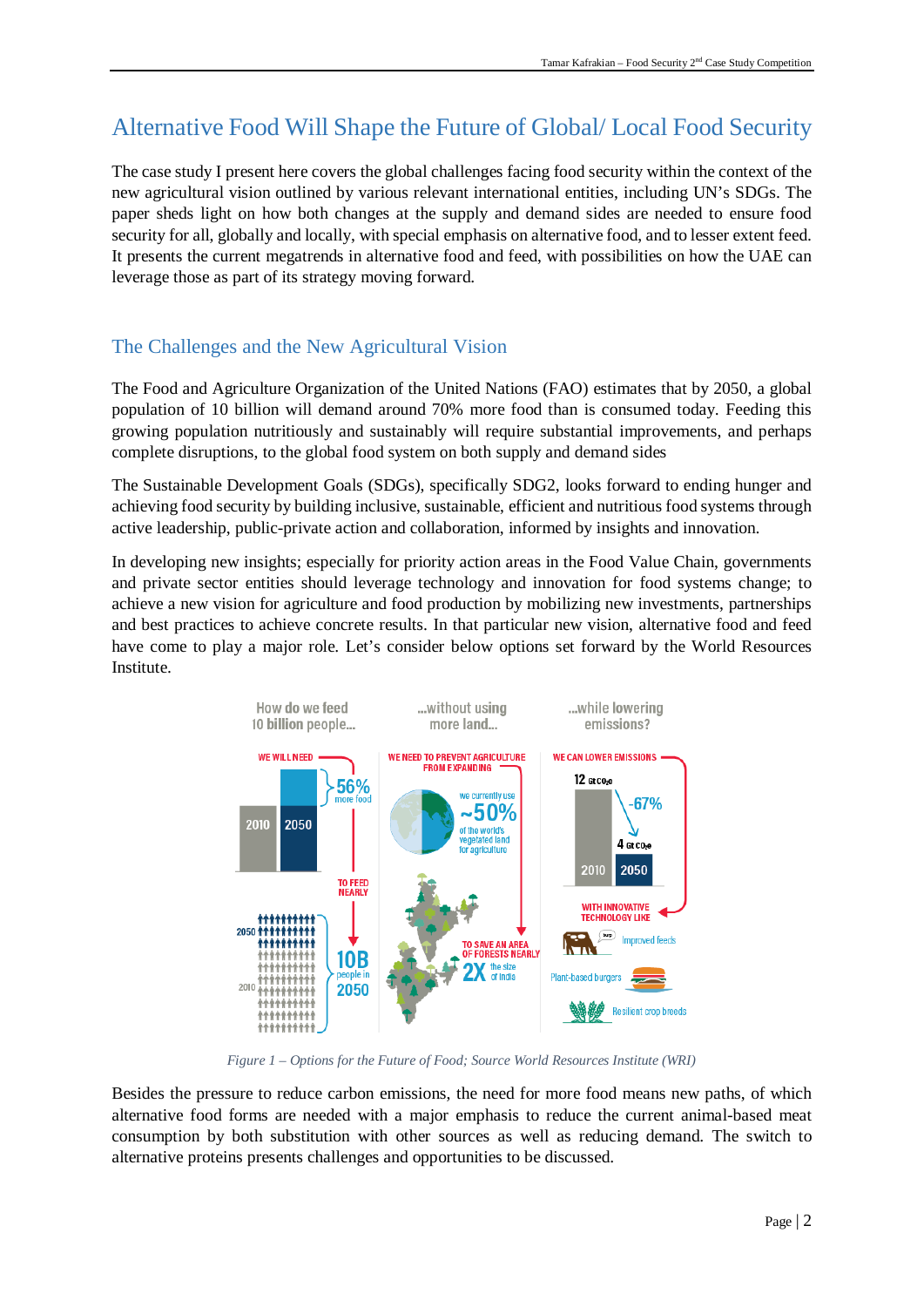# Alternative Food Will Shape the Future of Global/ Local Food Security

The case study I present here covers the global challenges facing food security within the context of the new agricultural vision outlined by various relevant international entities, including UN's SDGs. The paper sheds light on how both changes at the supply and demand sides are needed to ensure food security for all, globally and locally, with special emphasis on alternative food, and to lesser extent feed. It presents the current megatrends in alternative food and feed, with possibilities on how the UAE can leverage those as part of its strategy moving forward.

## The Challenges and the New Agricultural Vision

The Food and Agriculture Organization of the United Nations (FAO) estimates that by 2050, a global population of 10 billion will demand around 70% more food than is consumed today. Feeding this growing population nutritiously and sustainably will require substantial improvements, and perhaps complete disruptions, to the global food system on both supply and demand sides

The Sustainable Development Goals (SDGs), specifically SDG2, looks forward to ending hunger and achieving food security by building inclusive, sustainable, efficient and nutritious food systems through active leadership, public-private action and collaboration, informed by insights and innovation.

In developing new insights; especially for priority action areas in the Food Value Chain, governments and private sector entities should leverage technology and innovation for food systems change; to achieve a new vision for agriculture and food production by mobilizing new investments, partnerships and best practices to achieve concrete results. In that particular new vision, alternative food and feed have come to play a major role. Let's consider below options set forward by the World Resources Institute.

*Figure 1 – Options for the Future of Food; Source World Resources Institute (WRI)*

Besides the pressure to reduce carbon emissions, the need for more food means new paths, of which alternative food forms are needed with a major emphasis to reduce the current animal-based meat consumption by both substitution with other sources as well as reducing demand. The switch to alternative proteins presents challenges and opportunities to be discussed.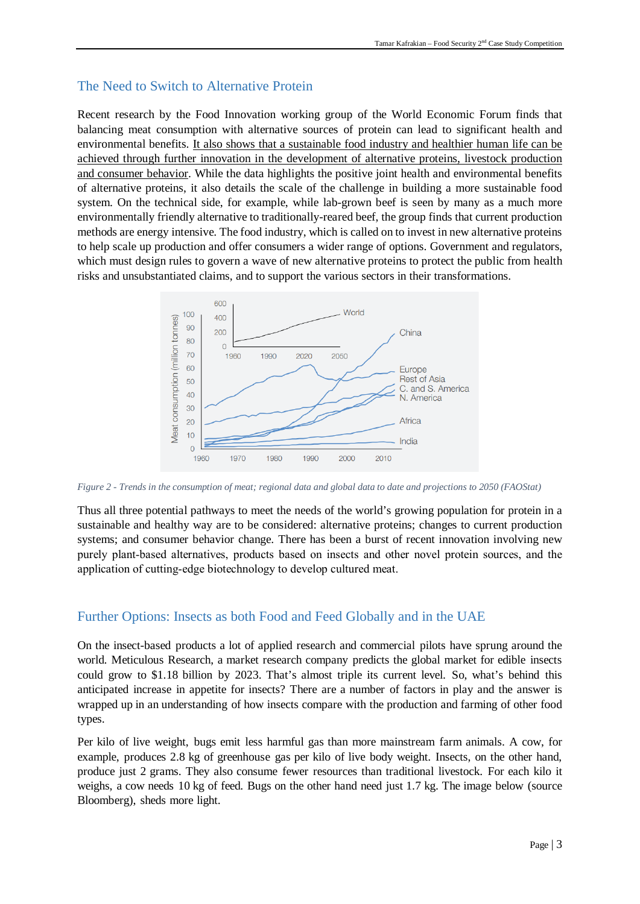## The Need to Switch to Alternative Protein

Recent research by the Food Innovation working group of the World Economic Forum finds that balancing meat consumption with alternative sources of protein can lead to significant health and environmental benefits. It also shows that a sustainable food industry and healthier human life can be achieved through further innovation in the development of alternative proteins, livestock production and consumer behavior. While the data highlights the positive joint health and environmental benefits of alternative proteins, it also details the scale of the challenge in building a more sustainable food system. On the technical side, for example, while lab-grown beef is seen by many as a much more environmentally friendly alternative to traditionally-reared beef, the group finds that current production methods are energy intensive. The food industry, which is called on to invest in new alternative proteins to help scale up production and offer consumers a wider range of options. Government and regulators, which must design rules to govern a wave of new alternative proteins to protect the public from health risks and unsubstantiated claims, and to support the various sectors in their transformations.

*Figure 2 - Trends in the consumption of meat; regional data and global data to date and projections to 2050 (FAOStat)*

Thus all three potential pathways to meet the needs of the world's growing population for protein in a sustainable and healthy way are to be considered: alternative proteins; changes to current production systems; and consumer behavior change. There has been a burst of recent innovation involving new purely plant-based alternatives, products based on insects and other novel protein sources, and the application of cutting-edge biotechnology to develop cultured meat.

## Further Options: Insects as both Food and Feed Globally and in the UAE

On the insect-based products a lot of applied research and commercial pilots have sprung around the world. Meticulous Research, a market research company predicts the global market for edible insects could grow to $1.18 billion by 2023. That's almost triple its current level. So, what's behind this anticipated increase in appetite for insects? There are a number of factors in play and the answer is wrapped up in an understanding of how insects compare with the production and farming of other food types.

Per kilo of live weight, bugs emit less harmful gas than more mainstream farm animals. A cow, for example, produces 2.8 kg of greenhouse gas per kilo of live body weight. Insects, on the other hand, produce just 2 grams. They also consume fewer resources than traditional livestock. For each kilo it weighs, a cow needs 10 kg of feed. Bugs on the other hand need just 1.7 kg. The image below (source Bloomberg), sheds more light.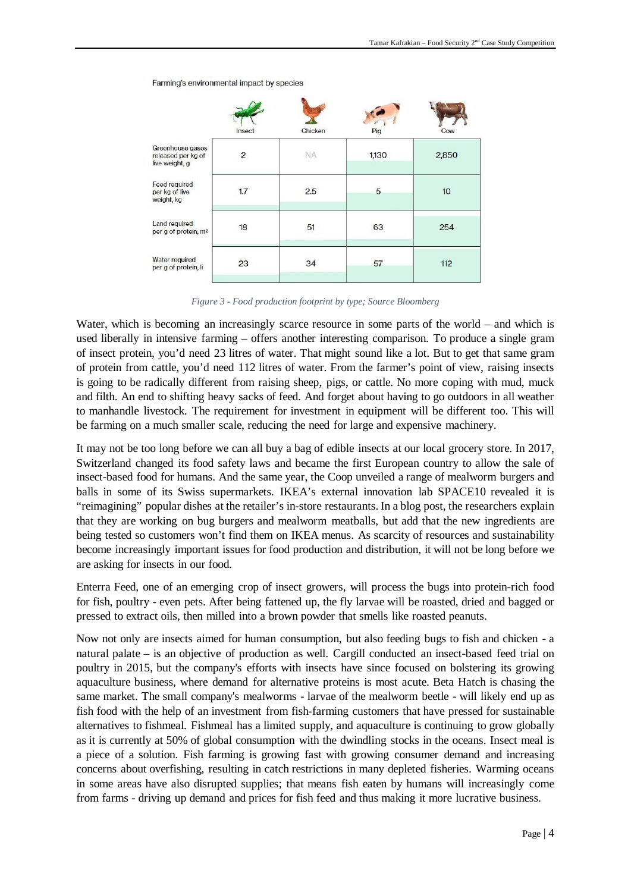Farming's environmental impact by species

| | Insect | Chicken | Pig | Cow |
|---|---|---|---|---|
| Greenhouse gases released per kg of live weight, g | 2 | NA | 1,130 | 2,850 |
| Feed required per kg of live weight, kg | 1.7 | 2.5 | 5 | 10 |
| Land required per g of protein, m² | 18 | 51 | 63 | 254 |
| Water required per g of protein, li | 23 | 34 | 57 | 112 |

*Figure 3 - Food production footprint by type; Source Bloomberg*

Water, which is becoming an increasingly scarce resource in some parts of the world – and which is used liberally in intensive farming – offers another interesting comparison. To produce a single gram of insect protein, you'd need 23 litres of water. That might sound like a lot. But to get that same gram of protein from cattle, you'd need 112 litres of water. From the farmer's point of view, raising insects is going to be radically different from raising sheep, pigs, or cattle. No more coping with mud, muck and filth. An end to shifting heavy sacks of feed. And forget about having to go outdoors in all weather to manhandle livestock. The requirement for investment in equipment will be different too. This will be farming on a much smaller scale, reducing the need for large and expensive machinery.

It may not be too long before we can all buy a bag of edible insects at our local grocery store. In 2017, Switzerland changed its food safety laws and became the first European country to allow the sale of insect-based food for humans. And the same year, the Coop unveiled a range of mealworm burgers and balls in some of its Swiss supermarkets. IKEA's external innovation lab SPACE10 revealed it is "reimagining" popular dishes at the retailer's in-store restaurants. In a blog post, the researchers explain that they are working on bug burgers and mealworm meatballs, but add that the new ingredients are being tested so customers won't find them on IKEA menus. As scarcity of resources and sustainability become increasingly important issues for food production and distribution, it will not be long before we are asking for insects in our food.

Enterra Feed, one of an emerging crop of insect growers, will process the bugs into protein-rich food for fish, poultry - even pets. After being fattened up, the fly larvae will be roasted, dried and bagged or pressed to extract oils, then milled into a brown powder that smells like roasted peanuts.

Now not only are insects aimed for human consumption, but also feeding bugs to fish and chicken - a natural palate – is an objective of production as well. Cargill conducted an insect-based feed trial on poultry in 2015, but the company's efforts with insects have since focused on bolstering its growing aquaculture business, where demand for alternative proteins is most acute. Beta Hatch is chasing the same market. The small company's mealworms - larvae of the mealworm beetle - will likely end up as fish food with the help of an investment from fish-farming customers that have pressed for sustainable alternatives to fishmeal. Fishmeal has a limited supply, and aquaculture is continuing to grow globally as it is currently at 50% of global consumption with the dwindling stocks in the oceans. Insect meal is a piece of a solution. Fish farming is growing fast with growing consumer demand and increasing concerns about overfishing, resulting in catch restrictions in many depleted fisheries. Warming oceans in some areas have also disrupted supplies; that means fish eaten by humans will increasingly come from farms - driving up demand and prices for fish feed and thus making it more lucrative business.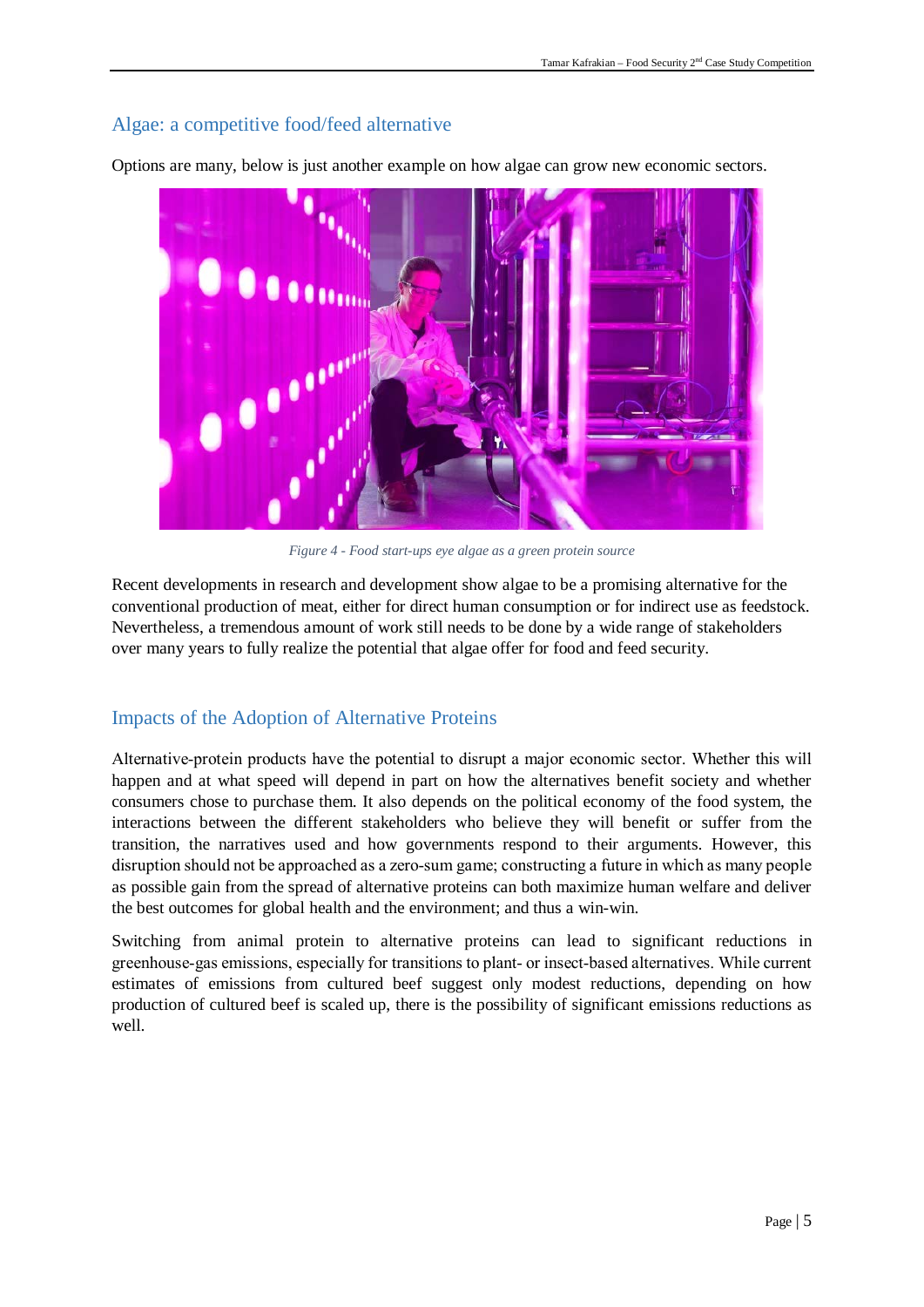## Algae: a competitive food/feed alternative

Options are many, below is just another example on how algae can grow new economic sectors.

*Figure 4 - Food start-ups eye algae as a green protein source*

Recent developments in research and development show algae to be a promising alternative for the conventional production of meat, either for direct human consumption or for indirect use as feedstock. Nevertheless, a tremendous amount of work still needs to be done by a wide range of stakeholders over many years to fully realize the potential that algae offer for food and feed security.

## Impacts of the Adoption of Alternative Proteins

Alternative-protein products have the potential to disrupt a major economic sector. Whether this will happen and at what speed will depend in part on how the alternatives benefit society and whether consumers chose to purchase them. It also depends on the political economy of the food system, the interactions between the different stakeholders who believe they will benefit or suffer from the transition, the narratives used and how governments respond to their arguments. However, this disruption should not be approached as a zero-sum game; constructing a future in which as many people as possible gain from the spread of alternative proteins can both maximize human welfare and deliver the best outcomes for global health and the environment; and thus a win-win.

Switching from animal protein to alternative proteins can lead to significant reductions in greenhouse-gas emissions, especially for transitions to plant- or insect-based alternatives. While current estimates of emissions from cultured beef suggest only modest reductions, depending on how production of cultured beef is scaled up, there is the possibility of significant emissions reductions as well.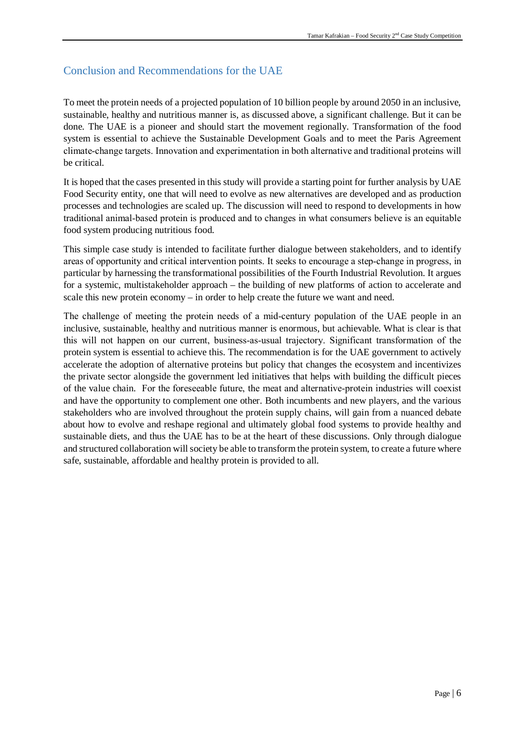## Conclusion and Recommendations for the UAE

To meet the protein needs of a projected population of 10 billion people by around 2050 in an inclusive, sustainable, healthy and nutritious manner is, as discussed above, a significant challenge. But it can be done. The UAE is a pioneer and should start the movement regionally. Transformation of the food system is essential to achieve the Sustainable Development Goals and to meet the Paris Agreement climate-change targets. Innovation and experimentation in both alternative and traditional proteins will be critical.

It is hoped that the cases presented in this study will provide a starting point for further analysis by UAE Food Security entity, one that will need to evolve as new alternatives are developed and as production processes and technologies are scaled up. The discussion will need to respond to developments in how traditional animal-based protein is produced and to changes in what consumers believe is an equitable food system producing nutritious food.

This simple case study is intended to facilitate further dialogue between stakeholders, and to identify areas of opportunity and critical intervention points. It seeks to encourage a step-change in progress, in particular by harnessing the transformational possibilities of the Fourth Industrial Revolution. It argues for a systemic, multistakeholder approach – the building of new platforms of action to accelerate and scale this new protein economy – in order to help create the future we want and need.

The challenge of meeting the protein needs of a mid-century population of the UAE people in an inclusive, sustainable, healthy and nutritious manner is enormous, but achievable. What is clear is that this will not happen on our current, business-as-usual trajectory. Significant transformation of the protein system is essential to achieve this. The recommendation is for the UAE government to actively accelerate the adoption of alternative proteins but policy that changes the ecosystem and incentivizes the private sector alongside the government led initiatives that helps with building the difficult pieces of the value chain. For the foreseeable future, the meat and alternative-protein industries will coexist and have the opportunity to complement one other. Both incumbents and new players, and the various stakeholders who are involved throughout the protein supply chains, will gain from a nuanced debate about how to evolve and reshape regional and ultimately global food systems to provide healthy and sustainable diets, and thus the UAE has to be at the heart of these discussions. Only through dialogue and structured collaboration will society be able to transform the protein system, to create a future where safe, sustainable, affordable and healthy protein is provided to all.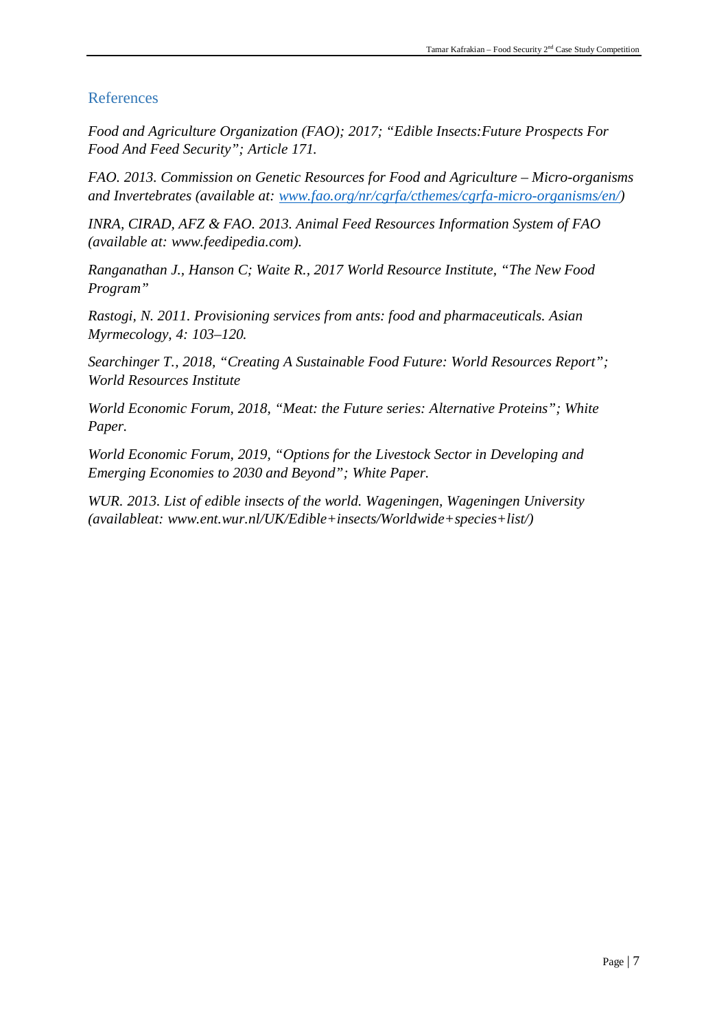## References

*Food and Agriculture Organization (FAO); 2017; "Edible Insects:Future Prospects For Food And Feed Security"; Article 171.*

*FAO. 2013. Commission on Genetic Resources for Food and Agriculture – Micro-organisms and Invertebrates (available at: [www.fao.org/nr/cgrfa/cthemes/cgrfa-micro-organisms/en/](http://www.fao.org/nr/cgrfa/cthemes/cgrfa-micro-organisms/en/))*

*INRA, CIRAD, AFZ & FAO. 2013. Animal Feed Resources Information System of FAO (available at: www.feedipedia.com).*

*Ranganathan J., Hanson C; Waite R., 2017 World Resource Institute, "The New Food Program"*

*Rastogi, N. 2011. Provisioning services from ants: food and pharmaceuticals. Asian Myrmecology, 4: 103–120.*

*Searchinger T., 2018, "Creating A Sustainable Food Future: World Resources Report"; World Resources Institute*

*World Economic Forum, 2018, "Meat: the Future series: Alternative Proteins"; White Paper.*

*World Economic Forum, 2019, "Options for the Livestock Sector in Developing and Emerging Economies to 2030 and Beyond"; White Paper.*

*WUR. 2013. List of edible insects of the world. Wageningen, Wageningen University (availableat: www.ent.wur.nl/UK/Edible+insects/Worldwide+species+list/)*